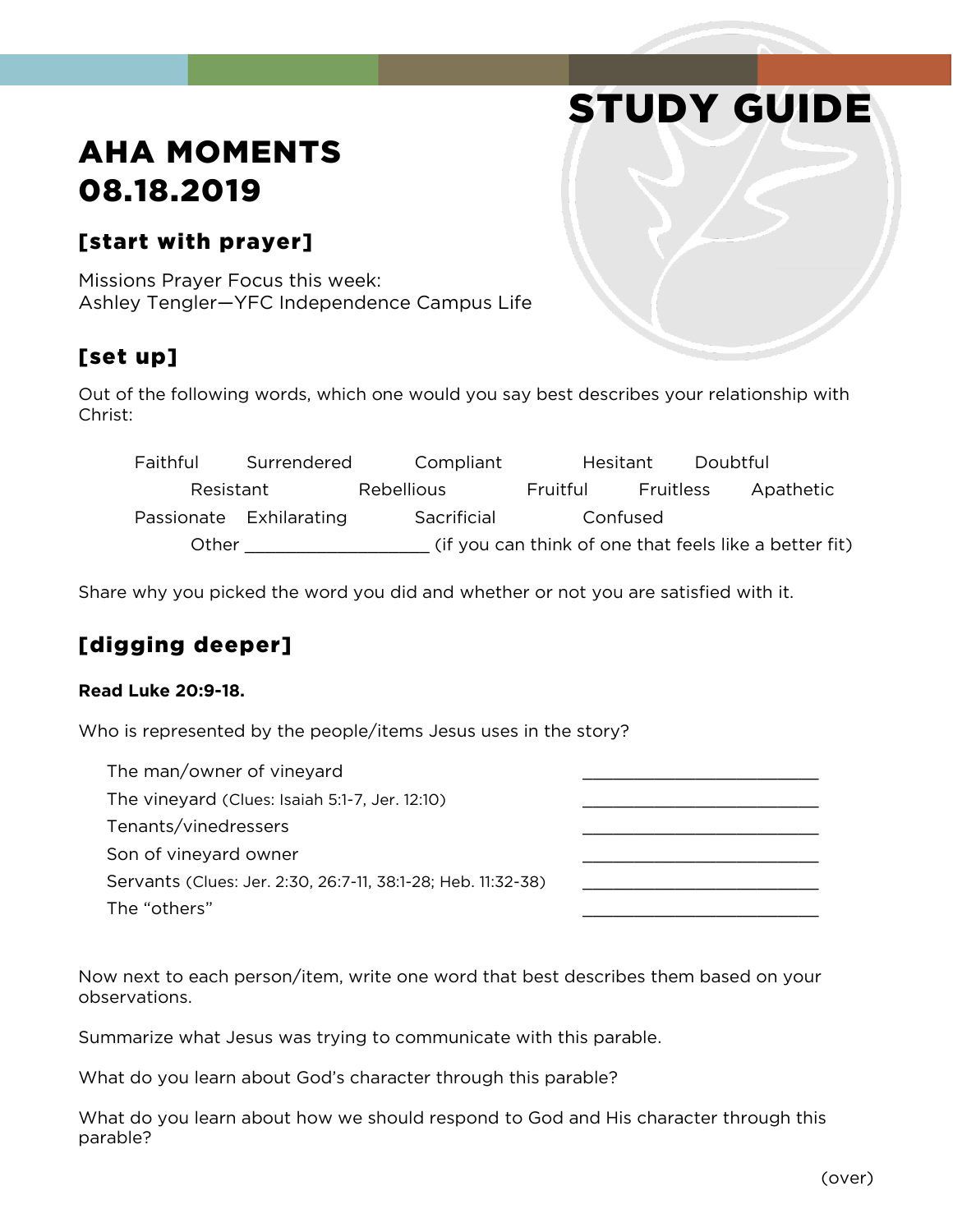# STUDY GUIDE

## AHA MOMENTS
## 08.18.2019

### [start with prayer]

Missions Prayer Focus this week:
Ashley Tengler—YFC Independence Campus Life

### [set up]

Out of the following words, which one would you say best describes your relationship with Christ:

Faithful Surrendered Compliant Hesitant Doubtful
Resistant Rebellious Fruitful Fruitless Apathetic
Passionate Exhilarating Sacrificial Confused
Other ___________________ (if you can think of one that feels like a better fit)

Share why you picked the word you did and whether or not you are satisfied with it.

### [digging deeper]

**Read Luke 20:9-18.**

Who is represented by the people/items Jesus uses in the story?

| | |
|---|---|
| The man/owner of vineyard | ________________________ |
| The vineyard (Clues: Isaiah 5:1-7, Jer. 12:10) | ________________________ |
| Tenants/vinedressers | ________________________ |
| Son of vineyard owner | ________________________ |
| Servants (Clues: Jer. 2:30, 26:7-11, 38:1-28; Heb. 11:32-38) | ________________________ |
| The "others" | ________________________ |

Now next to each person/item, write one word that best describes them based on your observations.

Summarize what Jesus was trying to communicate with this parable.

What do you learn about God's character through this parable?

What do you learn about how we should respond to God and His character through this parable?

(over)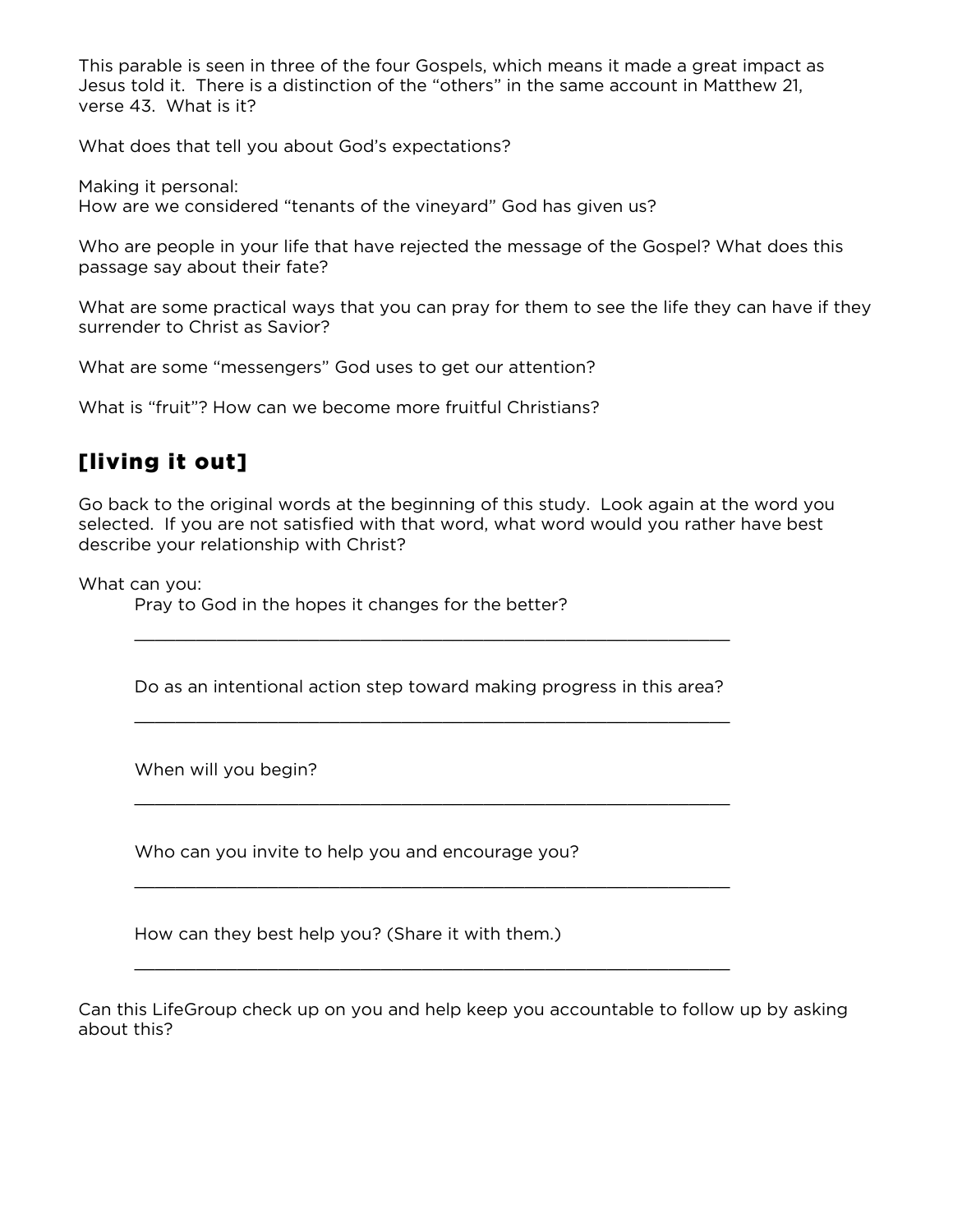This parable is seen in three of the four Gospels, which means it made a great impact as Jesus told it. There is a distinction of the "others" in the same account in Matthew 21, verse 43. What is it?

What does that tell you about God's expectations?

Making it personal:
How are we considered "tenants of the vineyard" God has given us?

Who are people in your life that have rejected the message of the Gospel? What does this passage say about their fate?

What are some practical ways that you can pray for them to see the life they can have if they surrender to Christ as Savior?

What are some "messengers" God uses to get our attention?

What is "fruit"? How can we become more fruitful Christians?

## [living it out]

Go back to the original words at the beginning of this study. Look again at the word you selected. If you are not satisfied with that word, what word would you rather have best describe your relationship with Christ?

What can you:

> Pray to God in the hopes it changes for the better?
>
> ____________________________________________________________
>
> Do as an intentional action step toward making progress in this area?
>
> ____________________________________________________________
>
> When will you begin?
>
> ____________________________________________________________
>
> Who can you invite to help you and encourage you?
>
> ____________________________________________________________
>
> How can they best help you? (Share it with them.)
>
> ____________________________________________________________

Can this LifeGroup check up on you and help keep you accountable to follow up by asking about this?